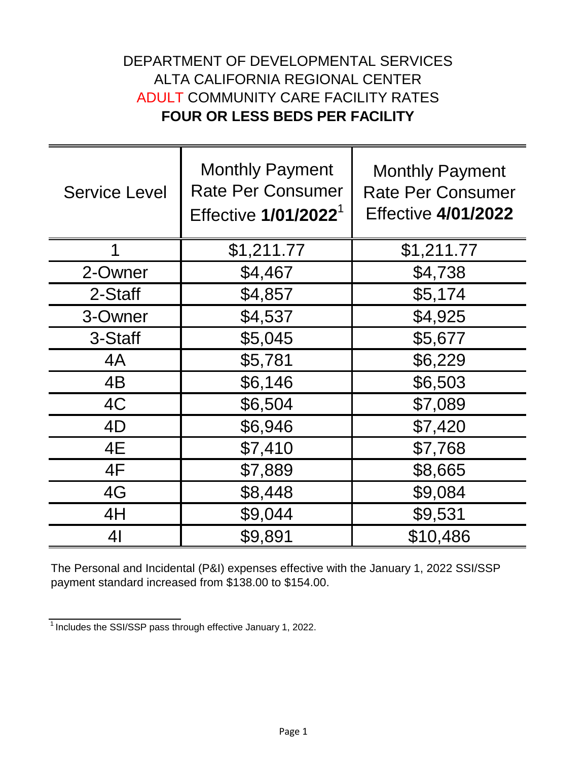# DEPARTMENT OF DEVELOPMENTAL SERVICES
# ALTA CALIFORNIA REGIONAL CENTER
# ADULT COMMUNITY CARE FACILITY RATES
# FOUR OR LESS BEDS PER FACILITY

| Service Level | Monthly Payment Rate Per Consumer Effective **1/01/2022**[1] | Monthly Payment Rate Per Consumer Effective **4/01/2022** |
|---|---|---|
| 1 | $1,211.77 | $1,211.77 |
| 2-Owner | $4,467 | $4,738 |
| 2-Staff | $4,857 | $5,174 |
| 3-Owner | $4,537 | $4,925 |
| 3-Staff | $5,045 | $5,677 |
| 4A | $5,781 | $6,229 |
| 4B | $6,146 | $6,503 |
| 4C | $6,504 | $7,089 |
| 4D | $6,946 | $7,420 |
| 4E | $7,410 | $7,768 |
| 4F | $7,889 | $8,665 |
| 4G | $8,448 | $9,084 |
| 4H | $9,044 | $9,531 |
| 4I | $9,891 | $10,486 |

The Personal and Incidental (P&I) expenses effective with the January 1, 2022 SSI/SSP payment standard increased from $138.00 to $154.00.

[1] Includes the SSI/SSP pass through effective January 1, 2022.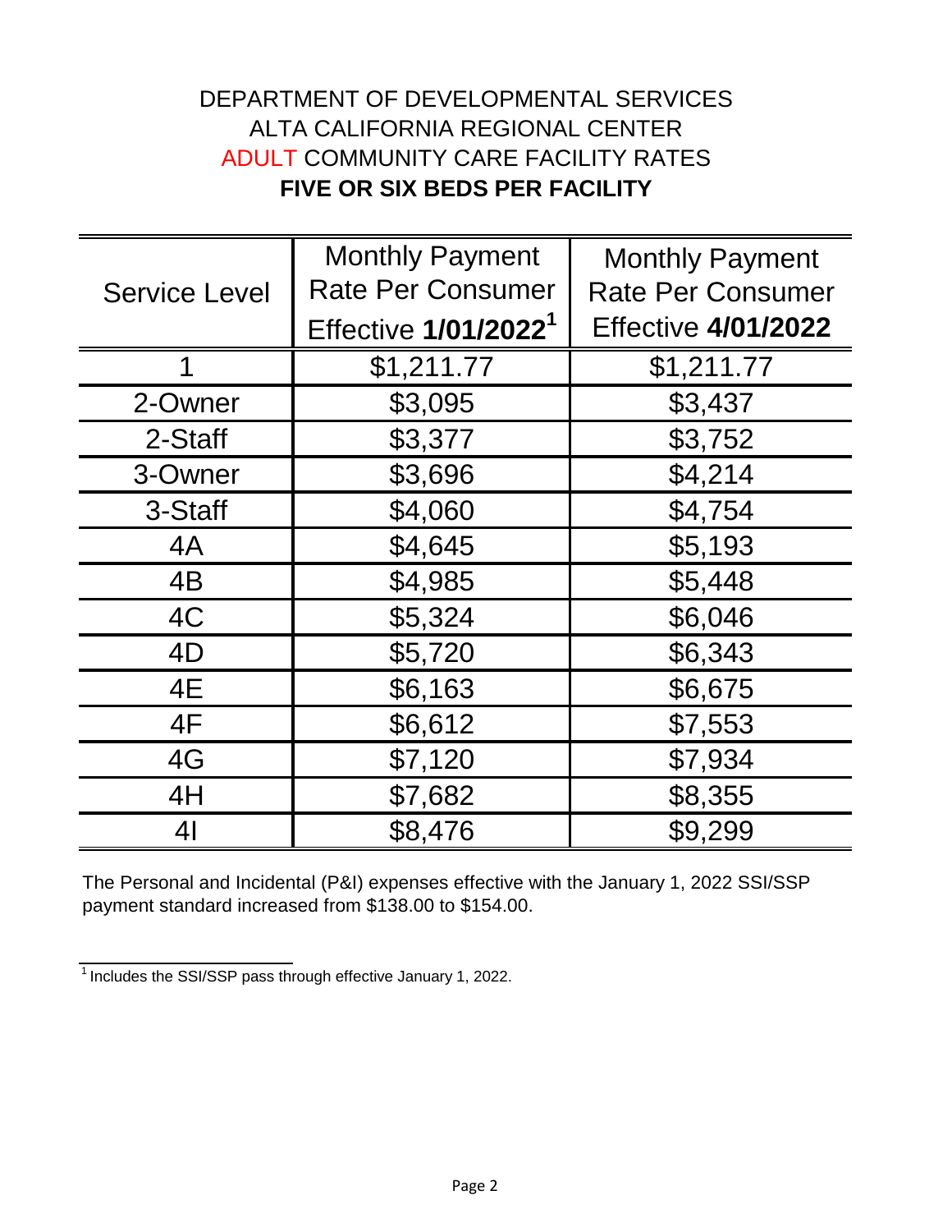# DEPARTMENT OF DEVELOPMENTAL SERVICES
# ALTA CALIFORNIA REGIONAL CENTER
# ADULT COMMUNITY CARE FACILITY RATES
# **FIVE OR SIX BEDS PER FACILITY**

| Service Level | Monthly Payment Rate Per Consumer Effective **1/01/2022**[1] | Monthly Payment Rate Per Consumer Effective **4/01/2022** |
|---|---|---|
| 1 | $1,211.77 | $1,211.77 |
| 2-Owner | $3,095 | $3,437 |
| 2-Staff | $3,377 | $3,752 |
| 3-Owner | $3,696 | $4,214 |
| 3-Staff | $4,060 | $4,754 |
| 4A | $4,645 | $5,193 |
| 4B | $4,985 | $5,448 |
| 4C | $5,324 | $6,046 |
| 4D | $5,720 | $6,343 |
| 4E | $6,163 | $6,675 |
| 4F | $6,612 | $7,553 |
| 4G | $7,120 | $7,934 |
| 4H | $7,682 | $8,355 |
| 4I | $8,476 | $9,299 |

The Personal and Incidental (P&I) expenses effective with the January 1, 2022 SSI/SSP payment standard increased from $138.00 to $154.00.

[1] Includes the SSI/SSP pass through effective January 1, 2022.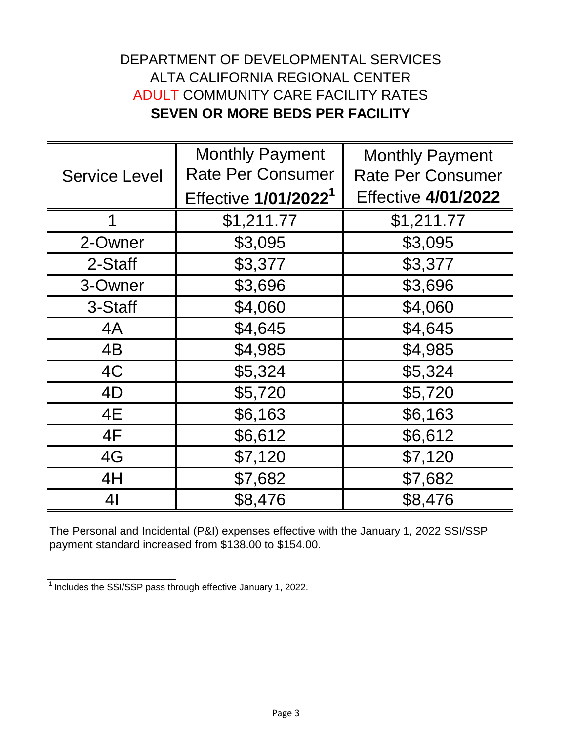# DEPARTMENT OF DEVELOPMENTAL SERVICES
## ALTA CALIFORNIA REGIONAL CENTER
## ADULT COMMUNITY CARE FACILITY RATES
## **SEVEN OR MORE BEDS PER FACILITY**

| Service Level | Monthly Payment Rate Per Consumer Effective **1/01/2022**[1] | Monthly Payment Rate Per Consumer Effective **4/01/2022** |
|---|---|---|
| 1 | $1,211.77 | $1,211.77 |
| 2-Owner | $3,095 | $3,095 |
| 2-Staff | $3,377 | $3,377 |
| 3-Owner | $3,696 | $3,696 |
| 3-Staff | $4,060 | $4,060 |
| 4A | $4,645 | $4,645 |
| 4B | $4,985 | $4,985 |
| 4C | $5,324 | $5,324 |
| 4D | $5,720 | $5,720 |
| 4E | $6,163 | $6,163 |
| 4F | $6,612 | $6,612 |
| 4G | $7,120 | $7,120 |
| 4H | $7,682 | $7,682 |
| 4I | $8,476 | $8,476 |

The Personal and Incidental (P&I) expenses effective with the January 1, 2022 SSI/SSP payment standard increased from $138.00 to $154.00.

[1] Includes the SSI/SSP pass through effective January 1, 2022.